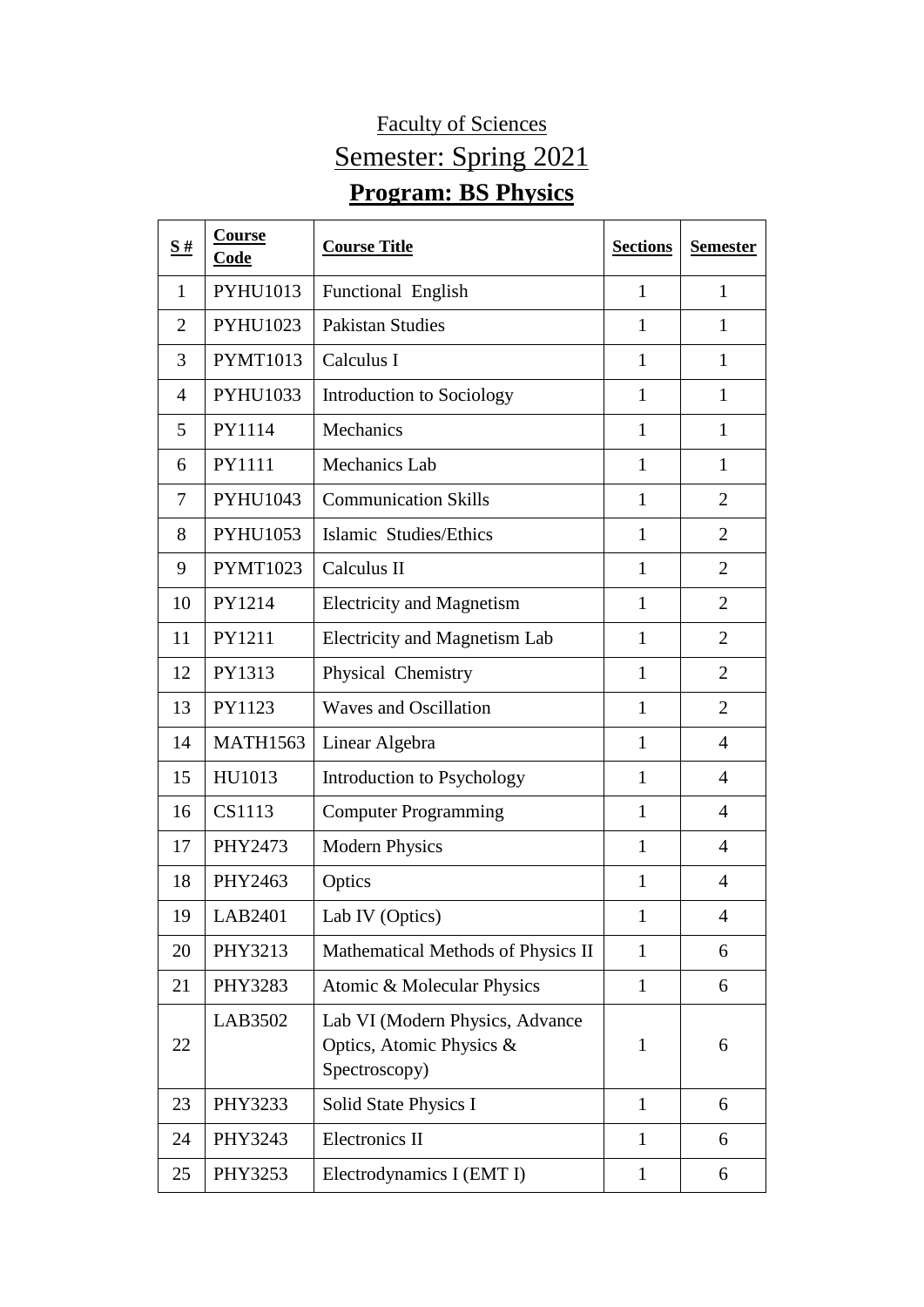# Faculty of Sciences

## Semester: Spring 2021

## **Program: BS Physics**

| **S #** | **Course Code** | **Course Title** | **Sections** | **Semester** |
|---|---|---|---|---|
| 1 | PYHU1013 | Functional English | 1 | 1 |
| 2 | PYHU1023 | Pakistan Studies | 1 | 1 |
| 3 | PYMT1013 | Calculus I | 1 | 1 |
| 4 | PYHU1033 | Introduction to Sociology | 1 | 1 |
| 5 | PY1114 | Mechanics | 1 | 1 |
| 6 | PY1111 | Mechanics Lab | 1 | 1 |
| 7 | PYHU1043 | Communication Skills | 1 | 2 |
| 8 | PYHU1053 | Islamic Studies/Ethics | 1 | 2 |
| 9 | PYMT1023 | Calculus II | 1 | 2 |
| 10 | PY1214 | Electricity and Magnetism | 1 | 2 |
| 11 | PY1211 | Electricity and Magnetism Lab | 1 | 2 |
| 12 | PY1313 | Physical Chemistry | 1 | 2 |
| 13 | PY1123 | Waves and Oscillation | 1 | 2 |
| 14 | MATH1563 | Linear Algebra | 1 | 4 |
| 15 | HU1013 | Introduction to Psychology | 1 | 4 |
| 16 | CS1113 | Computer Programming | 1 | 4 |
| 17 | PHY2473 | Modern Physics | 1 | 4 |
| 18 | PHY2463 | Optics | 1 | 4 |
| 19 | LAB2401 | Lab IV (Optics) | 1 | 4 |
| 20 | PHY3213 | Mathematical Methods of Physics II | 1 | 6 |
| 21 | PHY3283 | Atomic & Molecular Physics | 1 | 6 |
| 22 | LAB3502 | Lab VI (Modern Physics, Advance Optics, Atomic Physics & Spectroscopy) | 1 | 6 |
| 23 | PHY3233 | Solid State Physics I | 1 | 6 |
| 24 | PHY3243 | Electronics II | 1 | 6 |
| 25 | PHY3253 | Electrodynamics I (EMT I) | 1 | 6 |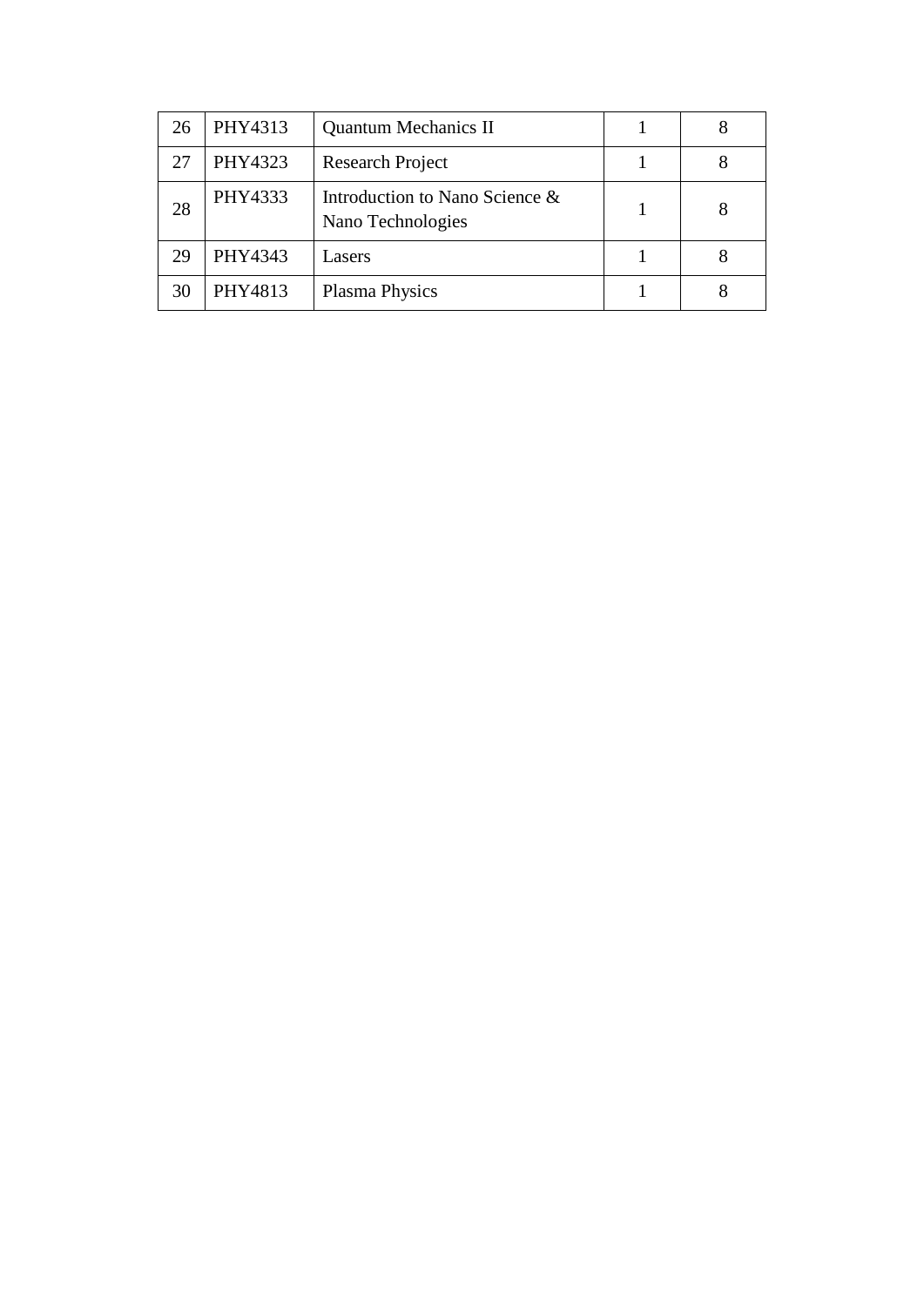| | | | | |
|---|---|---|---|---|
| 26 | PHY4313 | Quantum Mechanics II | 1 | 8 |
| 27 | PHY4323 | Research Project | 1 | 8 |
| 28 | PHY4333 | Introduction to Nano Science & Nano Technologies | 1 | 8 |
| 29 | PHY4343 | Lasers | 1 | 8 |
| 30 | PHY4813 | Plasma Physics | 1 | 8 |